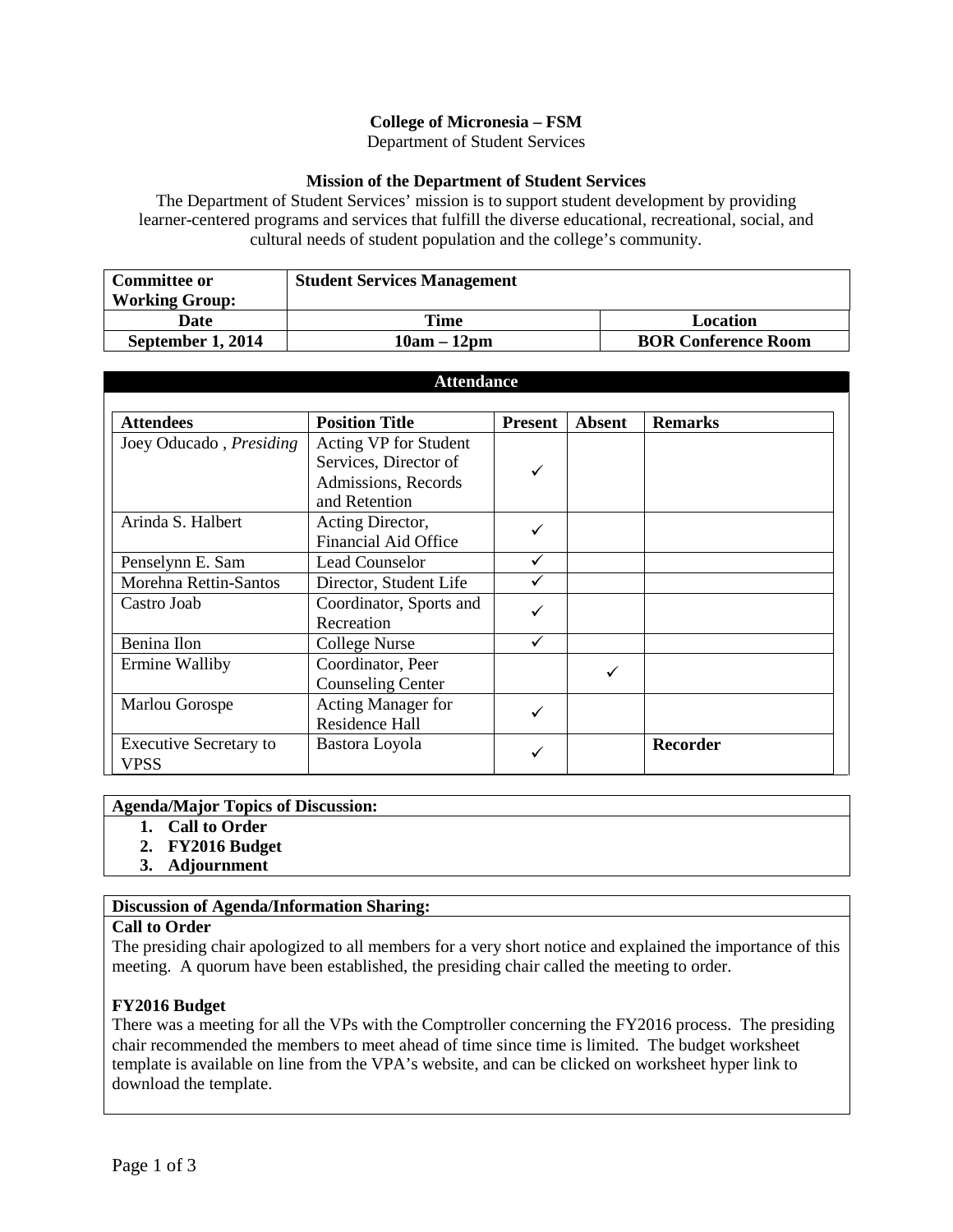**College of Micronesia – FSM**
Department of Student Services

**Mission of the Department of Student Services**

The Department of Student Services' mission is to support student development by providing learner-centered programs and services that fulfill the diverse educational, recreational, social, and cultural needs of student population and the college's community.

| **Committee or Working Group:** | **Student Services Management** | |
|---|---|---|
| **Date** | **Time** | **Location** |
| **September 1, 2014** | **10am – 12pm** | **BOR Conference Room** |

## Attendance

| Attendees | Position Title | Present | Absent | Remarks |
|---|---|---|---|---|
| Joey Oducado , *Presiding* | Acting VP for Student Services, Director of Admissions, Records and Retention | ✓ | | |
| Arinda S. Halbert | Acting Director, Financial Aid Office | ✓ | | |
| Penselynn E. Sam | Lead Counselor | ✓ | | |
| Morehna Rettin-Santos | Director, Student Life | ✓ | | |
| Castro Joab | Coordinator, Sports and Recreation | ✓ | | |
| Benina Ilon | College Nurse | ✓ | | |
| Ermine Walliby | Coordinator, Peer Counseling Center | | ✓ | |
| Marlou Gorospe | Acting Manager for Residence Hall | ✓ | | |
| Executive Secretary to VPSS | Bastora Loyola | ✓ | | **Recorder** |

**Agenda/Major Topics of Discussion:**

1. **Call to Order**
2. **FY2016 Budget**
3. **Adjournment**

**Discussion of Agenda/Information Sharing:**

**Call to Order**

The presiding chair apologized to all members for a very short notice and explained the importance of this meeting. A quorum have been established, the presiding chair called the meeting to order.

**FY2016 Budget**

There was a meeting for all the VPs with the Comptroller concerning the FY2016 process. The presiding chair recommended the members to meet ahead of time since time is limited. The budget worksheet template is available on line from the VPA's website, and can be clicked on worksheet hyper link to download the template.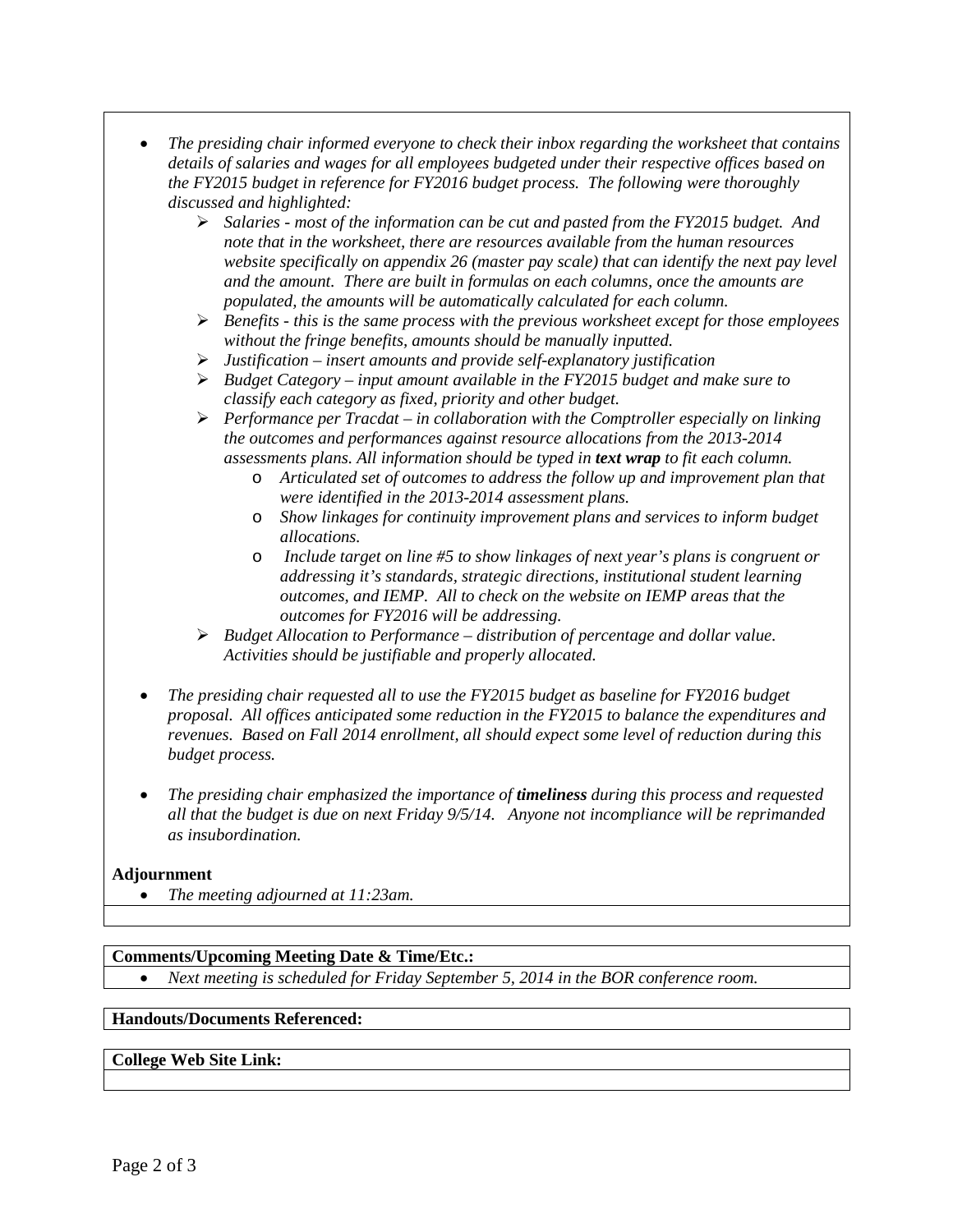- *The presiding chair informed everyone to check their inbox regarding the worksheet that contains details of salaries and wages for all employees budgeted under their respective offices based on the FY2015 budget in reference for FY2016 budget process. The following were thoroughly discussed and highlighted:*
  - *Salaries - most of the information can be cut and pasted from the FY2015 budget. And note that in the worksheet, there are resources available from the human resources website specifically on appendix 26 (master pay scale) that can identify the next pay level and the amount. There are built in formulas on each columns, once the amounts are populated, the amounts will be automatically calculated for each column.*
  - *Benefits - this is the same process with the previous worksheet except for those employees without the fringe benefits, amounts should be manually inputted.*
  - *Justification – insert amounts and provide self-explanatory justification*
  - *Budget Category – input amount available in the FY2015 budget and make sure to classify each category as fixed, priority and other budget.*
  - *Performance per Tracdat – in collaboration with the Comptroller especially on linking the outcomes and performances against resource allocations from the 2013-2014 assessments plans. All information should be typed in **text wrap** to fit each column.*
    - *Articulated set of outcomes to address the follow up and improvement plan that were identified in the 2013-2014 assessment plans.*
    - *Show linkages for continuity improvement plans and services to inform budget allocations.*
    - *Include target on line #5 to show linkages of next year's plans is congruent or addressing it's standards, strategic directions, institutional student learning outcomes, and IEMP. All to check on the website on IEMP areas that the outcomes for FY2016 will be addressing.*
  - *Budget Allocation to Performance – distribution of percentage and dollar value. Activities should be justifiable and properly allocated.*

- *The presiding chair requested all to use the FY2015 budget as baseline for FY2016 budget proposal. All offices anticipated some reduction in the FY2015 to balance the expenditures and revenues. Based on Fall 2014 enrollment, all should expect some level of reduction during this budget process.*

- *The presiding chair emphasized the importance of **timeliness** during this process and requested all that the budget is due on next Friday 9/5/14. Anyone not incompliance will be reprimanded as insubordination.*

**Adjournment**

- *The meeting adjourned at 11:23am.*

**Comments/Upcoming Meeting Date & Time/Etc.:**

- *Next meeting is scheduled for Friday September 5, 2014 in the BOR conference room.*

**Handouts/Documents Referenced:**

**College Web Site Link:**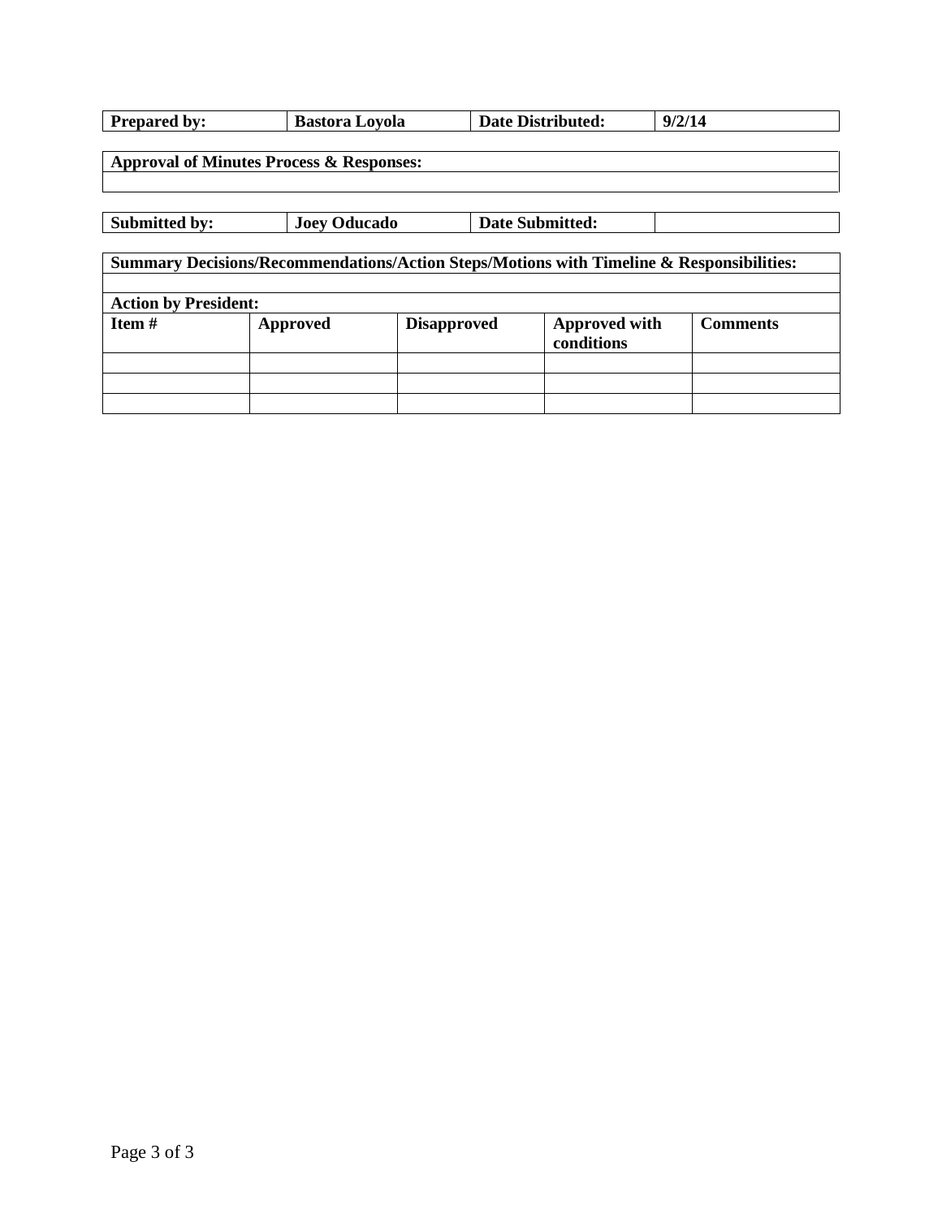| | | | |
|---|---|---|---|
| **Prepared by:** | **Bastora Loyola** | **Date Distributed:** | **9/2/14** |

| **Approval of Minutes Process & Responses:** |
|---|
| |

| | | | |
|---|---|---|---|
| **Submitted by:** | **Joey Oducado** | **Date Submitted:** | |

| **Summary Decisions/Recommendations/Action Steps/Motions with Timeline & Responsibilities:** | | | | |
|---|---|---|---|---|
| | | | | |
| **Action by President:** | | | | |
| **Item #** | **Approved** | **Disapproved** | **Approved with conditions** | **Comments** |
| | | | | |
| | | | | |
| | | | | |